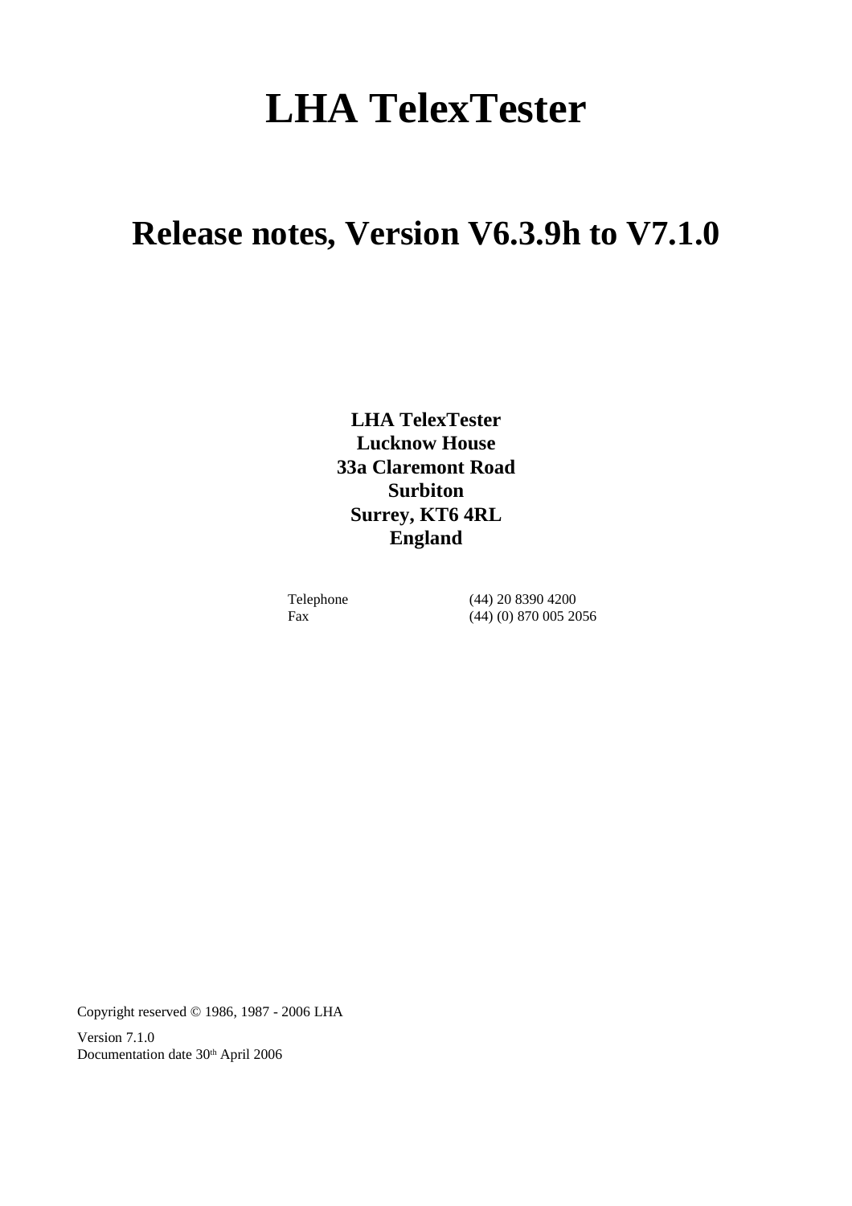# LHA TelexTester

## Release notes, Version V6.3.9h to V7.1.0

**LHA TelexTester**
**Lucknow House**
**33a Claremont Road**
**Surbiton**
**Surrey, KT6 4RL**
**England**

| | |
|---|---|
| Telephone | (44) 20 8390 4200 |
| Fax | (44) (0) 870 005 2056 |

Copyright reserved © 1986, 1987 - 2006 LHA

Version 7.1.0
Documentation date 30th April 2006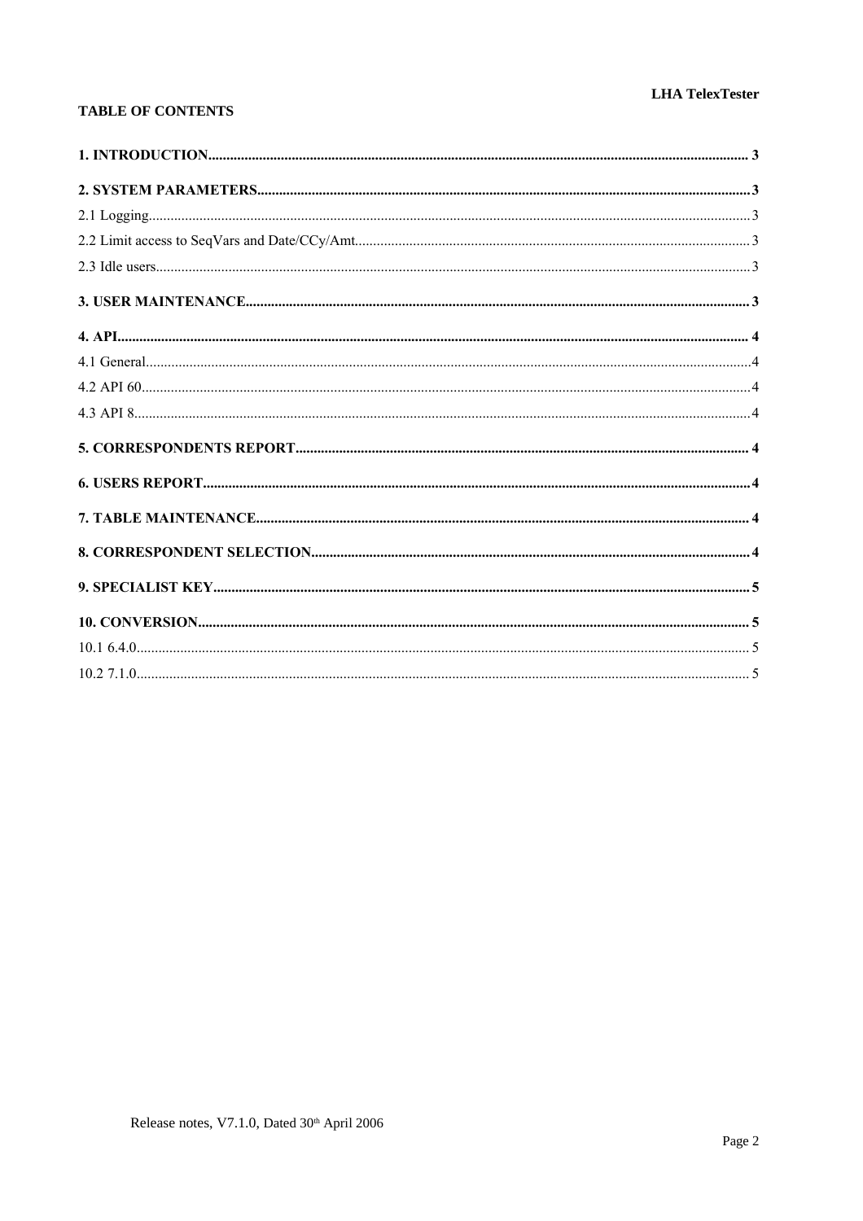**TABLE OF CONTENTS**

**1. INTRODUCTION** .... 3

**2. SYSTEM PARAMETERS** .... 3

2.1 Logging .... 3

2.2 Limit access to SeqVars and Date/CCy/Amt .... 3

2.3 Idle users .... 3

**3. USER MAINTENANCE** .... 3

**4. API** .... 4

4.1 General .... 4

4.2 API 60 .... 4

4.3 API 8 .... 4

**5. CORRESPONDENTS REPORT** .... 4

**6. USERS REPORT** .... 4

**7. TABLE MAINTENANCE** .... 4

**8. CORRESPONDENT SELECTION** .... 4

**9. SPECIALIST KEY** .... 5

**10. CONVERSION** .... 5

10.1 6.4.0 .... 5

10.2 7.1.0 .... 5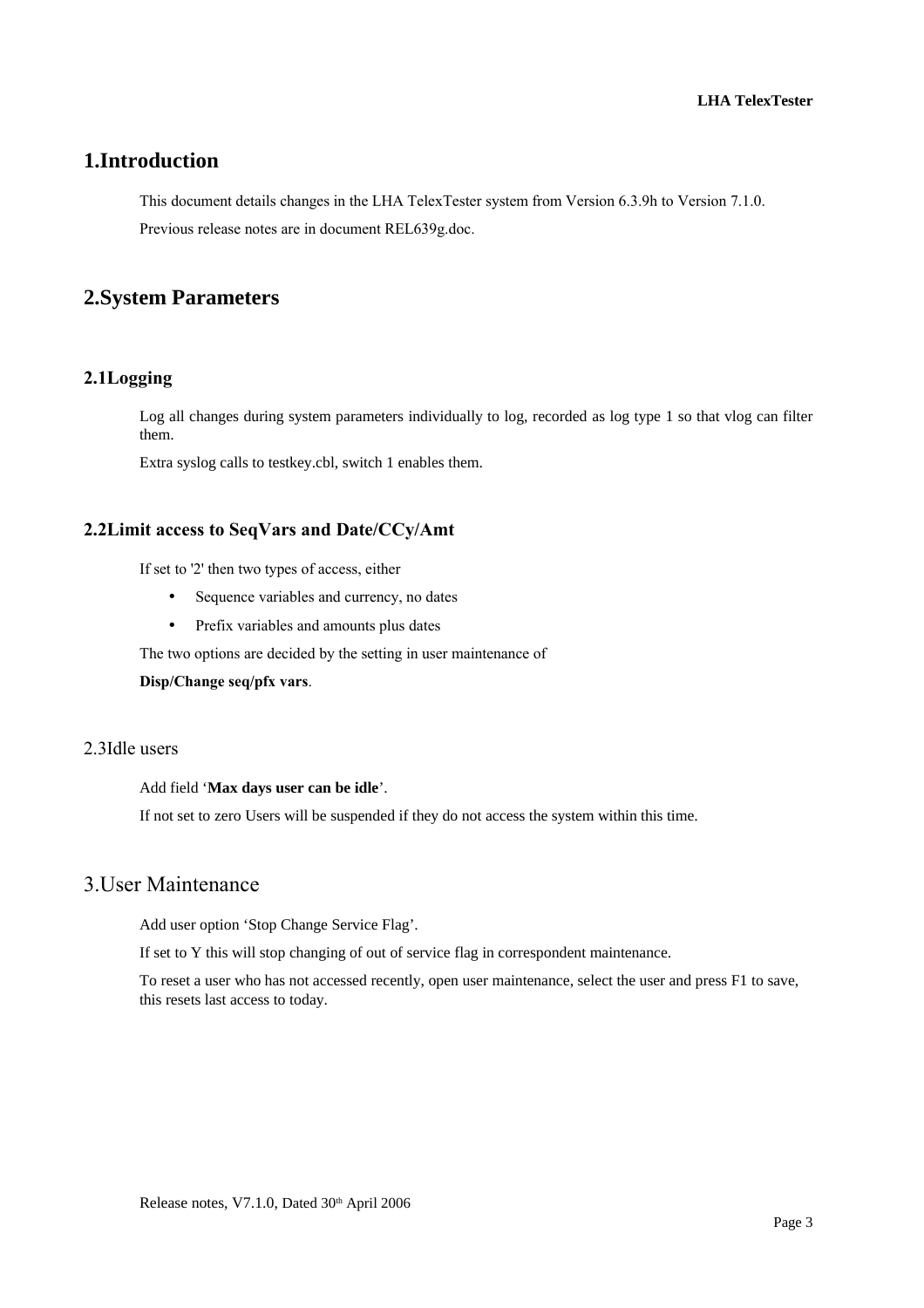# 1.Introduction

This document details changes in the LHA TelexTester system from Version 6.3.9h to Version 7.1.0.

Previous release notes are in document REL639g.doc.

# 2.System Parameters

## 2.1Logging

Log all changes during system parameters individually to log, recorded as log type 1 so that vlog can filter them.

Extra syslog calls to testkey.cbl, switch 1 enables them.

## 2.2Limit access to SeqVars and Date/CCy/Amt

If set to '2' then two types of access, either

- Sequence variables and currency, no dates
- Prefix variables and amounts plus dates

The two options are decided by the setting in user maintenance of

**Disp/Change seq/pfx vars**.

## 2.3Idle users

Add field '**Max days user can be idle**'.

If not set to zero Users will be suspended if they do not access the system within this time.

# 3.User Maintenance

Add user option 'Stop Change Service Flag'.

If set to Y this will stop changing of out of service flag in correspondent maintenance.

To reset a user who has not accessed recently, open user maintenance, select the user and press F1 to save, this resets last access to today.

Release notes, V7.1.0, Dated 30th April 2006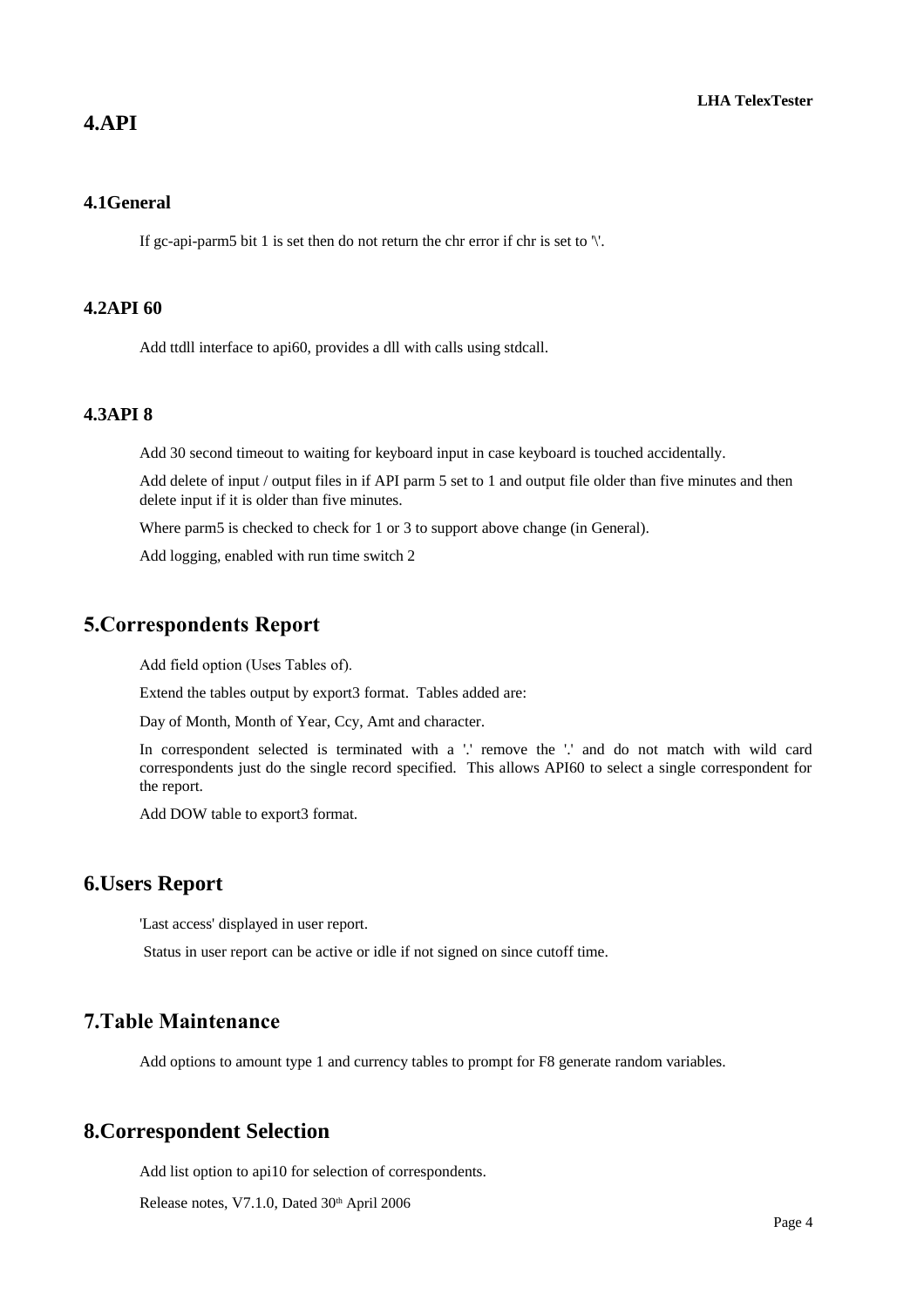# 4.API

## 4.1General

If gc-api-parm5 bit 1 is set then do not return the chr error if chr is set to '\'.

## 4.2API 60

Add ttdll interface to api60, provides a dll with calls using stdcall.

## 4.3API 8

Add 30 second timeout to waiting for keyboard input in case keyboard is touched accidentally.

Add delete of input / output files in if API parm 5 set to 1 and output file older than five minutes and then delete input if it is older than five minutes.

Where parm5 is checked to check for 1 or 3 to support above change (in General).

Add logging, enabled with run time switch 2

# 5.Correspondents Report

Add field option (Uses Tables of).

Extend the tables output by export3 format. Tables added are:

Day of Month, Month of Year, Ccy, Amt and character.

In correspondent selected is terminated with a '.' remove the '.' and do not match with wild card correspondents just do the single record specified. This allows API60 to select a single correspondent for the report.

Add DOW table to export3 format.

# 6.Users Report

'Last access' displayed in user report.

Status in user report can be active or idle if not signed on since cutoff time.

# 7.Table Maintenance

Add options to amount type 1 and currency tables to prompt for F8 generate random variables.

# 8.Correspondent Selection

Add list option to api10 for selection of correspondents.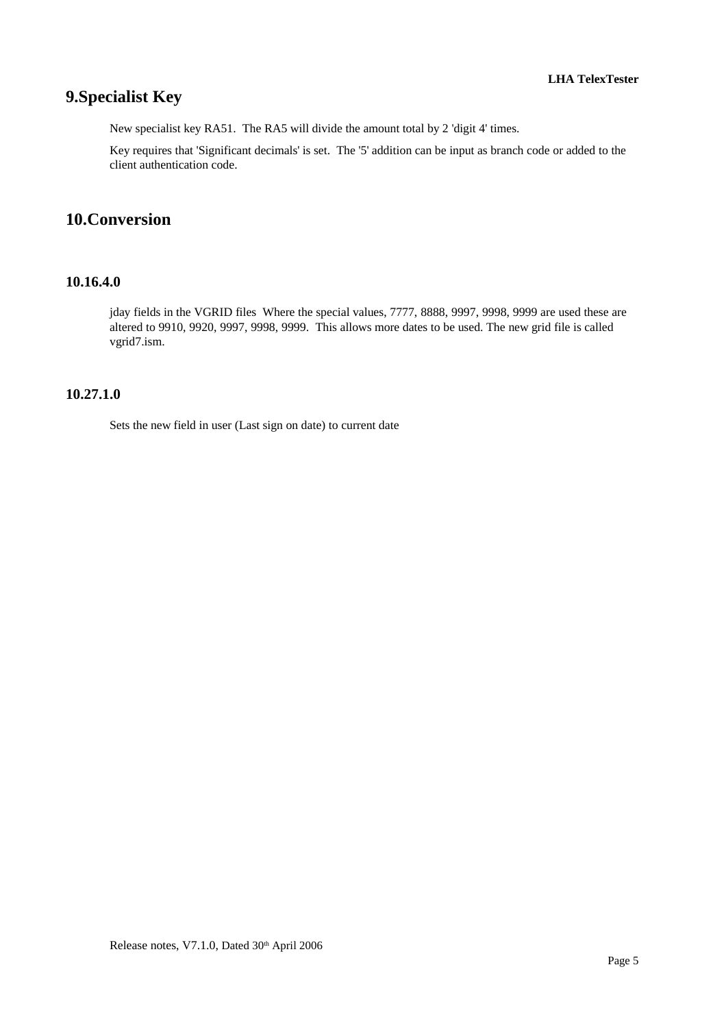# 9.Specialist Key

New specialist key RA51. The RA5 will divide the amount total by 2 'digit 4' times.

Key requires that 'Significant decimals' is set. The '5' addition can be input as branch code or added to the client authentication code.

# 10.Conversion

## 10.16.4.0

jday fields in the VGRID files Where the special values, 7777, 8888, 9997, 9998, 9999 are used these are altered to 9910, 9920, 9997, 9998, 9999. This allows more dates to be used. The new grid file is called vgrid7.ism.

## 10.27.1.0

Sets the new field in user (Last sign on date) to current date